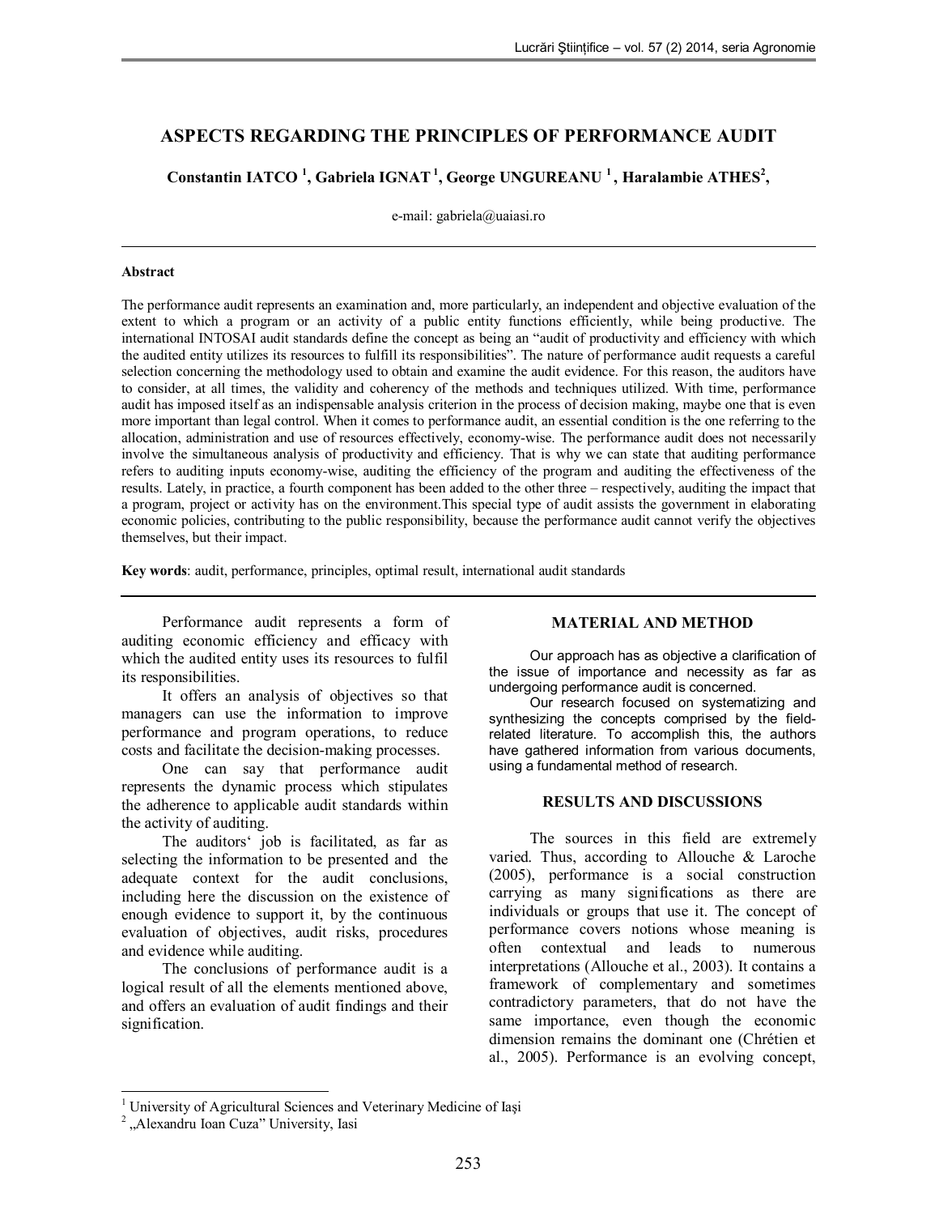# ASPECTS REGARDING THE PRINCIPLES OF PERFORMANCE AUDIT

**Constantin IATCO [1], Gabriela IGNAT [1], George UNGUREANU [1], Haralambie ATHES[2],**

e-mail: gabriela@uaiasi.ro

---

**Abstract**

The performance audit represents an examination and, more particularly, an independent and objective evaluation of the extent to which a program or an activity of a public entity functions efficiently, while being productive. The international INTOSAI audit standards define the concept as being an "audit of productivity and efficiency with which the audited entity utilizes its resources to fulfill its responsibilities". The nature of performance audit requests a careful selection concerning the methodology used to obtain and examine the audit evidence. For this reason, the auditors have to consider, at all times, the validity and coherency of the methods and techniques utilized. With time, performance audit has imposed itself as an indispensable analysis criterion in the process of decision making, maybe one that is even more important than legal control. When it comes to performance audit, an essential condition is the one referring to the allocation, administration and use of resources effectively, economy-wise. The performance audit does not necessarily involve the simultaneous analysis of productivity and efficiency. That is why we can state that auditing performance refers to auditing inputs economy-wise, auditing the efficiency of the program and auditing the effectiveness of the results. Lately, in practice, a fourth component has been added to the other three – respectively, auditing the impact that a program, project or activity has on the environment.This special type of audit assists the government in elaborating economic policies, contributing to the public responsibility, because the performance audit cannot verify the objectives themselves, but their impact.

**Key words**: audit, performance, principles, optimal result, international audit standards

---

Performance audit represents a form of auditing economic efficiency and efficacy with which the audited entity uses its resources to fulfil its responsibilities.

It offers an analysis of objectives so that managers can use the information to improve performance and program operations, to reduce costs and facilitate the decision-making processes.

One can say that performance audit represents the dynamic process which stipulates the adherence to applicable audit standards within the activity of auditing.

The auditors' job is facilitated, as far as selecting the information to be presented and the adequate context for the audit conclusions, including here the discussion on the existence of enough evidence to support it, by the continuous evaluation of objectives, audit risks, procedures and evidence while auditing.

The conclusions of performance audit is a logical result of all the elements mentioned above, and offers an evaluation of audit findings and their signification.

## MATERIAL AND METHOD

Our approach has as objective a clarification of the issue of importance and necessity as far as undergoing performance audit is concerned.

Our research focused on systematizing and synthesizing the concepts comprised by the field-related literature. To accomplish this, the authors have gathered information from various documents, using a fundamental method of research.

## RESULTS AND DISCUSSIONS

The sources in this field are extremely varied. Thus, according to Allouche & Laroche (2005), performance is a social construction carrying as many significations as there are individuals or groups that use it. The concept of performance covers notions whose meaning is often contextual and leads to numerous interpretations (Allouche et al., 2003). It contains a framework of complementary and sometimes contradictory parameters, that do not have the same importance, even though the economic dimension remains the dominant one (Chrétien et al., 2005). Performance is an evolving concept,

---

[1] University of Agricultural Sciences and Veterinary Medicine of Iași

[2] „Alexandru Ioan Cuza" University, Iasi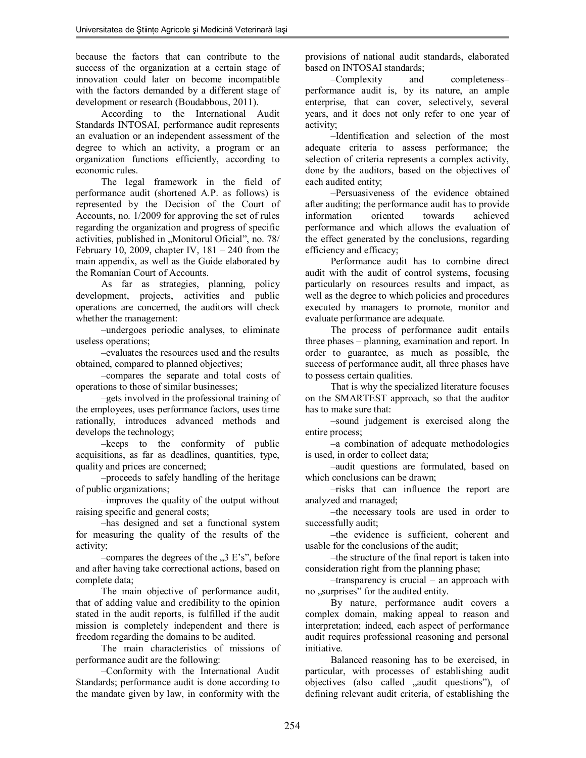because the factors that can contribute to the success of the organization at a certain stage of innovation could later on become incompatible with the factors demanded by a different stage of development or research (Boudabbous, 2011).

According to the International Audit Standards INTOSAI, performance audit represents an evaluation or an independent assessment of the degree to which an activity, a program or an organization functions efficiently, according to economic rules.

The legal framework in the field of performance audit (shortened A.P. as follows) is represented by the Decision of the Court of Accounts, no. 1/2009 for approving the set of rules regarding the organization and progress of specific activities, published in „Monitorul Oficial", no. 78/ February 10, 2009, chapter IV, 181 – 240 from the main appendix, as well as the Guide elaborated by the Romanian Court of Accounts.

As far as strategies, planning, policy development, projects, activities and public operations are concerned, the auditors will check whether the management:

–undergoes periodic analyses, to eliminate useless operations;

–evaluates the resources used and the results obtained, compared to planned objectives;

–compares the separate and total costs of operations to those of similar businesses;

–gets involved in the professional training of the employees, uses performance factors, uses time rationally, introduces advanced methods and develops the technology;

–keeps to the conformity of public acquisitions, as far as deadlines, quantities, type, quality and prices are concerned;

–proceeds to safely handling of the heritage of public organizations;

–improves the quality of the output without raising specific and general costs;

–has designed and set a functional system for measuring the quality of the results of the activity;

–compares the degrees of the „3 E's", before and after having take correctional actions, based on complete data;

The main objective of performance audit, that of adding value and credibility to the opinion stated in the audit reports, is fulfilled if the audit mission is completely independent and there is freedom regarding the domains to be audited.

The main characteristics of missions of performance audit are the following:

–Conformity with the International Audit Standards; performance audit is done according to the mandate given by law, in conformity with the provisions of national audit standards, elaborated based on INTOSAI standards;

–Complexity and completeness– performance audit is, by its nature, an ample enterprise, that can cover, selectively, several years, and it does not only refer to one year of activity;

–Identification and selection of the most adequate criteria to assess performance; the selection of criteria represents a complex activity, done by the auditors, based on the objectives of each audited entity;

–Persuasiveness of the evidence obtained after auditing; the performance audit has to provide information oriented towards achieved performance and which allows the evaluation of the effect generated by the conclusions, regarding efficiency and efficacy;

Performance audit has to combine direct audit with the audit of control systems, focusing particularly on resources results and impact, as well as the degree to which policies and procedures executed by managers to promote, monitor and evaluate performance are adequate.

The process of performance audit entails three phases – planning, examination and report. In order to guarantee, as much as possible, the success of performance audit, all three phases have to possess certain qualities.

That is why the specialized literature focuses on the SMARTEST approach, so that the auditor has to make sure that:

–sound judgement is exercised along the entire process;

–a combination of adequate methodologies is used, in order to collect data;

–audit questions are formulated, based on which conclusions can be drawn;

–risks that can influence the report are analyzed and managed;

–the necessary tools are used in order to successfully audit;

–the evidence is sufficient, coherent and usable for the conclusions of the audit;

–the structure of the final report is taken into consideration right from the planning phase;

–transparency is crucial – an approach with no „surprises" for the audited entity.

By nature, performance audit covers a complex domain, making appeal to reason and interpretation; indeed, each aspect of performance audit requires professional reasoning and personal initiative.

Balanced reasoning has to be exercised, in particular, with processes of establishing audit objectives (also called „audit questions"), of defining relevant audit criteria, of establishing the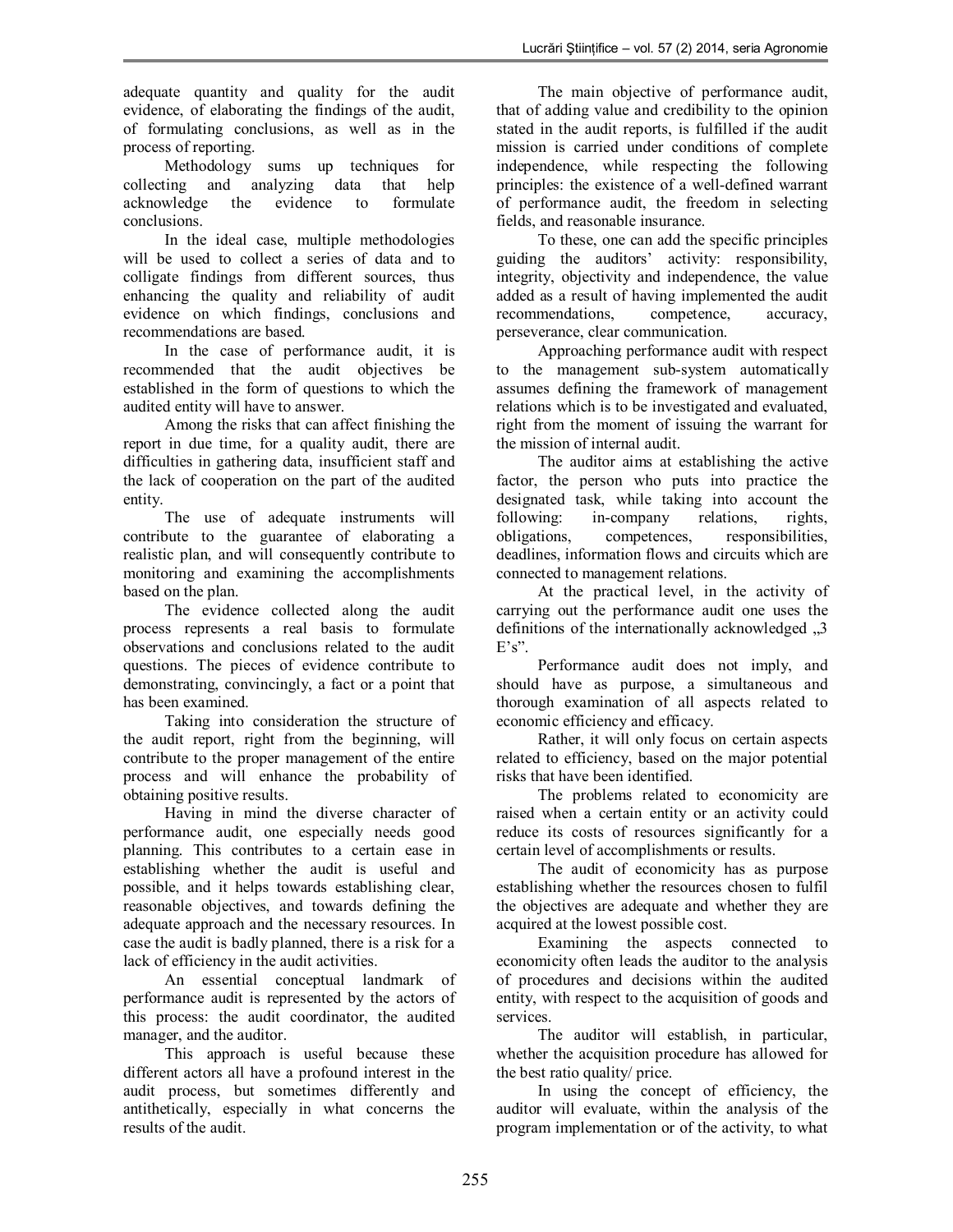adequate quantity and quality for the audit evidence, of elaborating the findings of the audit, of formulating conclusions, as well as in the process of reporting.

Methodology sums up techniques for collecting and analyzing data that help acknowledge the evidence to formulate conclusions.

In the ideal case, multiple methodologies will be used to collect a series of data and to colligate findings from different sources, thus enhancing the quality and reliability of audit evidence on which findings, conclusions and recommendations are based.

In the case of performance audit, it is recommended that the audit objectives be established in the form of questions to which the audited entity will have to answer.

Among the risks that can affect finishing the report in due time, for a quality audit, there are difficulties in gathering data, insufficient staff and the lack of cooperation on the part of the audited entity.

The use of adequate instruments will contribute to the guarantee of elaborating a realistic plan, and will consequently contribute to monitoring and examining the accomplishments based on the plan.

The evidence collected along the audit process represents a real basis to formulate observations and conclusions related to the audit questions. The pieces of evidence contribute to demonstrating, convincingly, a fact or a point that has been examined.

Taking into consideration the structure of the audit report, right from the beginning, will contribute to the proper management of the entire process and will enhance the probability of obtaining positive results.

Having in mind the diverse character of performance audit, one especially needs good planning. This contributes to a certain ease in establishing whether the audit is useful and possible, and it helps towards establishing clear, reasonable objectives, and towards defining the adequate approach and the necessary resources. In case the audit is badly planned, there is a risk for a lack of efficiency in the audit activities.

An essential conceptual landmark of performance audit is represented by the actors of this process: the audit coordinator, the audited manager, and the auditor.

This approach is useful because these different actors all have a profound interest in the audit process, but sometimes differently and antithetically, especially in what concerns the results of the audit.

The main objective of performance audit, that of adding value and credibility to the opinion stated in the audit reports, is fulfilled if the audit mission is carried under conditions of complete independence, while respecting the following principles: the existence of a well-defined warrant of performance audit, the freedom in selecting fields, and reasonable insurance.

To these, one can add the specific principles guiding the auditors' activity: responsibility, integrity, objectivity and independence, the value added as a result of having implemented the audit recommendations, competence, accuracy, perseverance, clear communication.

Approaching performance audit with respect to the management sub-system automatically assumes defining the framework of management relations which is to be investigated and evaluated, right from the moment of issuing the warrant for the mission of internal audit.

The auditor aims at establishing the active factor, the person who puts into practice the designated task, while taking into account the following: in-company relations, rights, obligations, competences, responsibilities, deadlines, information flows and circuits which are connected to management relations.

At the practical level, in the activity of carrying out the performance audit one uses the definitions of the internationally acknowledged „3 E's".

Performance audit does not imply, and should have as purpose, a simultaneous and thorough examination of all aspects related to economic efficiency and efficacy.

Rather, it will only focus on certain aspects related to efficiency, based on the major potential risks that have been identified.

The problems related to economicity are raised when a certain entity or an activity could reduce its costs of resources significantly for a certain level of accomplishments or results.

The audit of economicity has as purpose establishing whether the resources chosen to fulfil the objectives are adequate and whether they are acquired at the lowest possible cost.

Examining the aspects connected to economicity often leads the auditor to the analysis of procedures and decisions within the audited entity, with respect to the acquisition of goods and services.

The auditor will establish, in particular, whether the acquisition procedure has allowed for the best ratio quality/ price.

In using the concept of efficiency, the auditor will evaluate, within the analysis of the program implementation or of the activity, to what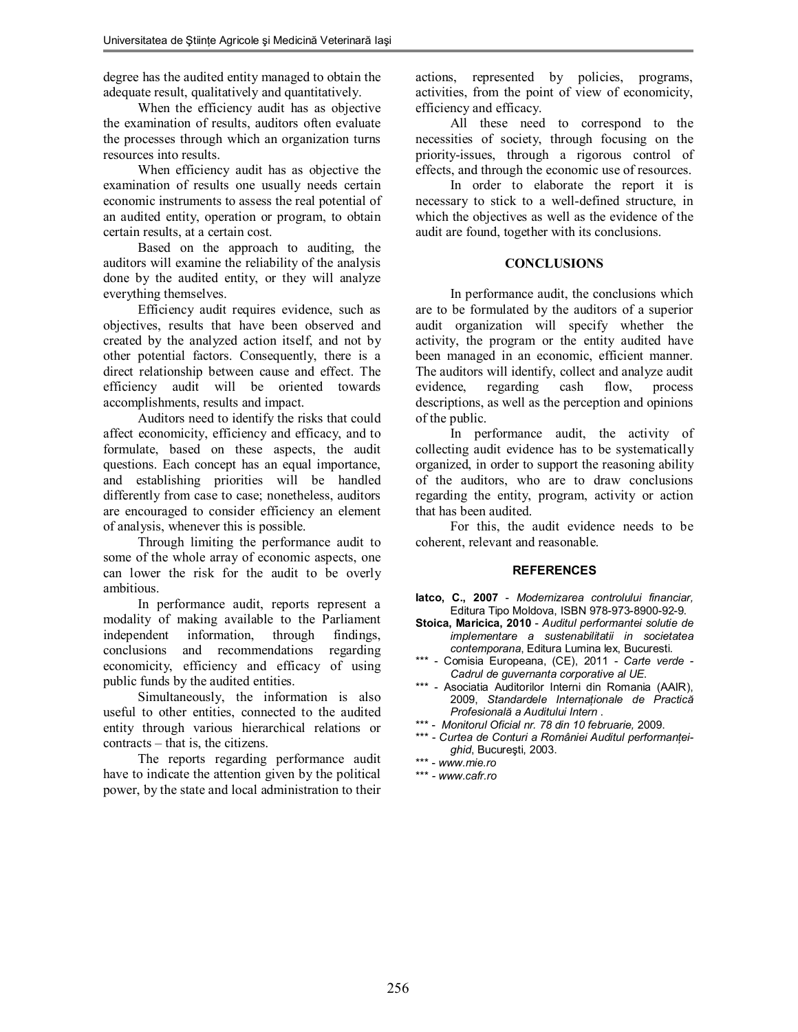degree has the audited entity managed to obtain the adequate result, qualitatively and quantitatively.

When the efficiency audit has as objective the examination of results, auditors often evaluate the processes through which an organization turns resources into results.

When efficiency audit has as objective the examination of results one usually needs certain economic instruments to assess the real potential of an audited entity, operation or program, to obtain certain results, at a certain cost.

Based on the approach to auditing, the auditors will examine the reliability of the analysis done by the audited entity, or they will analyze everything themselves.

Efficiency audit requires evidence, such as objectives, results that have been observed and created by the analyzed action itself, and not by other potential factors. Consequently, there is a direct relationship between cause and effect. The efficiency audit will be oriented towards accomplishments, results and impact.

Auditors need to identify the risks that could affect economicity, efficiency and efficacy, and to formulate, based on these aspects, the audit questions. Each concept has an equal importance, and establishing priorities will be handled differently from case to case; nonetheless, auditors are encouraged to consider efficiency an element of analysis, whenever this is possible.

Through limiting the performance audit to some of the whole array of economic aspects, one can lower the risk for the audit to be overly ambitious.

In performance audit, reports represent a modality of making available to the Parliament independent information, through findings, conclusions and recommendations regarding economicity, efficiency and efficacy of using public funds by the audited entities.

Simultaneously, the information is also useful to other entities, connected to the audited entity through various hierarchical relations or contracts – that is, the citizens.

The reports regarding performance audit have to indicate the attention given by the political power, by the state and local administration to their actions, represented by policies, programs, activities, from the point of view of economicity, efficiency and efficacy.

All these need to correspond to the necessities of society, through focusing on the priority-issues, through a rigorous control of effects, and through the economic use of resources.

In order to elaborate the report it is necessary to stick to a well-defined structure, in which the objectives as well as the evidence of the audit are found, together with its conclusions.

## CONCLUSIONS

In performance audit, the conclusions which are to be formulated by the auditors of a superior audit organization will specify whether the activity, the program or the entity audited have been managed in an economic, efficient manner. The auditors will identify, collect and analyze audit evidence, regarding cash flow, process descriptions, as well as the perception and opinions of the public.

In performance audit, the activity of collecting audit evidence has to be systematically organized, in order to support the reasoning ability of the auditors, who are to draw conclusions regarding the entity, program, activity or action that has been audited.

For this, the audit evidence needs to be coherent, relevant and reasonable.

## REFERENCES

- **Iatco, C., 2007** - *Modernizarea controlului financiar,* Editura Tipo Moldova, ISBN 978-973-8900-92-9.
- **Stoica, Maricica, 2010** - *Auditul performantei solutie de implementare a sustenabilitatii in societatea contemporana*, Editura Lumina lex, Bucuresti.
- *** - Comisia Europeana, (CE), 2011 - *Carte verde - Cadrul de guvernanta corporative al UE.*
- *** - Asociatia Auditorilor Interni din Romania (AAIR), 2009, *Standardele Internaționale de Practică Profesională a Auditului Intern* .
- *** - *Monitorul Oficial nr. 78 din 10 februarie,* 2009.
- *** - *Curtea de Conturi a României Auditul performanței-ghid*, Bucureşti, 2003.
- *** - *www.mie.ro*
- *** - *www.cafr.ro*